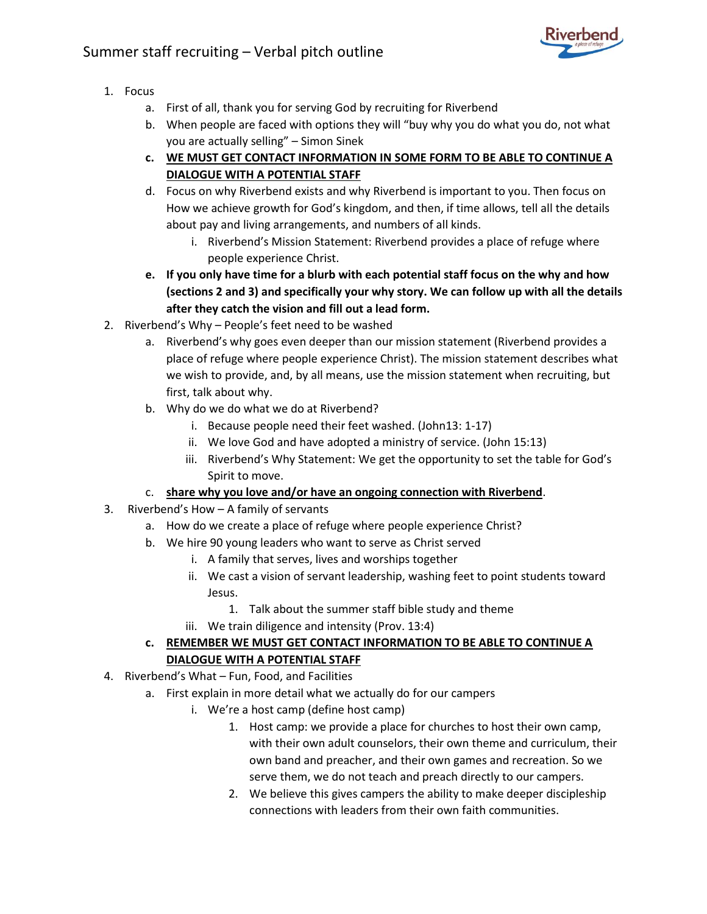# Summer staff recruiting – Verbal pitch outline

1. Focus
   a. First of all, thank you for serving God by recruiting for Riverbend
   b. When people are faced with options they will "buy why you do what you do, not what you are actually selling" – Simon Sinek
   c. **<u>WE MUST GET CONTACT INFORMATION IN SOME FORM TO BE ABLE TO CONTINUE A DIALOGUE WITH A POTENTIAL STAFF</u>**
   d. Focus on why Riverbend exists and why Riverbend is important to you. Then focus on How we achieve growth for God's kingdom, and then, if time allows, tell all the details about pay and living arrangements, and numbers of all kinds.
      i. Riverbend's Mission Statement: Riverbend provides a place of refuge where people experience Christ.
   e. **If you only have time for a blurb with each potential staff focus on the why and how (sections 2 and 3) and specifically your why story. We can follow up with all the details after they catch the vision and fill out a lead form.**
2. Riverbend's Why – People's feet need to be washed
   a. Riverbend's why goes even deeper than our mission statement (Riverbend provides a place of refuge where people experience Christ). The mission statement describes what we wish to provide, and, by all means, use the mission statement when recruiting, but first, talk about why.
   b. Why do we do what we do at Riverbend?
      i. Because people need their feet washed. (John13: 1-17)
      ii. We love God and have adopted a ministry of service. (John 15:13)
      iii. Riverbend's Why Statement: We get the opportunity to set the table for God's Spirit to move.
   c. **<u>share why you love and/or have an ongoing connection with Riverbend</u>**.
3. Riverbend's How – A family of servants
   a. How do we create a place of refuge where people experience Christ?
   b. We hire 90 young leaders who want to serve as Christ served
      i. A family that serves, lives and worships together
      ii. We cast a vision of servant leadership, washing feet to point students toward Jesus.
         1. Talk about the summer staff bible study and theme
      iii. We train diligence and intensity (Prov. 13:4)
   c. **<u>REMEMBER WE MUST GET CONTACT INFORMATION TO BE ABLE TO CONTINUE A DIALOGUE WITH A POTENTIAL STAFF</u>**
4. Riverbend's What – Fun, Food, and Facilities
   a. First explain in more detail what we actually do for our campers
      i. We're a host camp (define host camp)
         1. Host camp: we provide a place for churches to host their own camp, with their own adult counselors, their own theme and curriculum, their own band and preacher, and their own games and recreation. So we serve them, we do not teach and preach directly to our campers.
         2. We believe this gives campers the ability to make deeper discipleship connections with leaders from their own faith communities.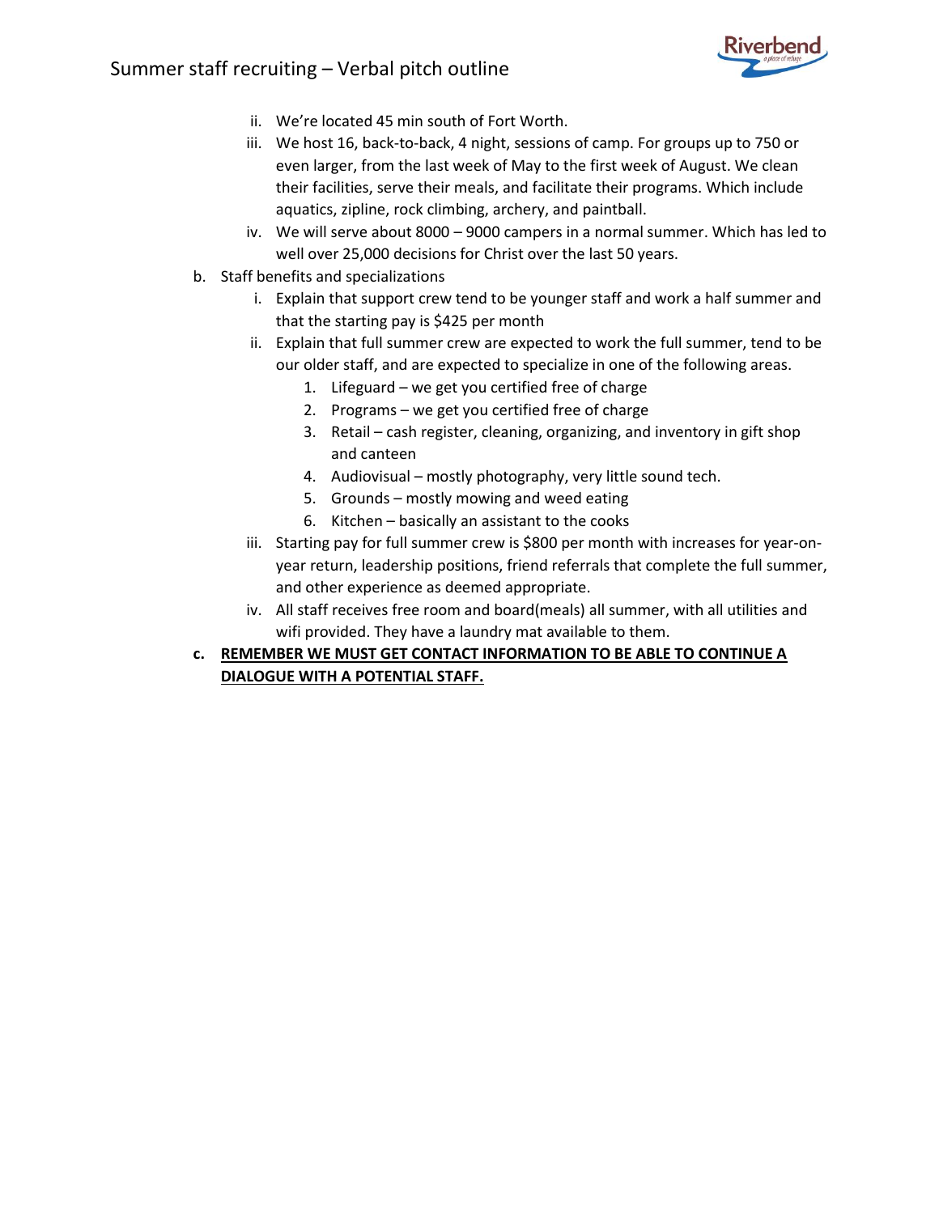- ii. We're located 45 min south of Fort Worth.
- iii. We host 16, back-to-back, 4 night, sessions of camp. For groups up to 750 or even larger, from the last week of May to the first week of August. We clean their facilities, serve their meals, and facilitate their programs. Which include aquatics, zipline, rock climbing, archery, and paintball.
- iv. We will serve about 8000 – 9000 campers in a normal summer. Which has led to well over 25,000 decisions for Christ over the last 50 years.

b. Staff benefits and specializations

- i. Explain that support crew tend to be younger staff and work a half summer and that the starting pay is $425 per month
- ii. Explain that full summer crew are expected to work the full summer, tend to be our older staff, and are expected to specialize in one of the following areas.
  1. Lifeguard – we get you certified free of charge
  2. Programs – we get you certified free of charge
  3. Retail – cash register, cleaning, organizing, and inventory in gift shop and canteen
  4. Audiovisual – mostly photography, very little sound tech.
  5. Grounds – mostly mowing and weed eating
  6. Kitchen – basically an assistant to the cooks
- iii. Starting pay for full summer crew is $800 per month with increases for year-on-year return, leadership positions, friend referrals that complete the full summer, and other experience as deemed appropriate.
- iv. All staff receives free room and board(meals) all summer, with all utilities and wifi provided. They have a laundry mat available to them.

**c. <u>REMEMBER WE MUST GET CONTACT INFORMATION TO BE ABLE TO CONTINUE A DIALOGUE WITH A POTENTIAL STAFF.</u>**